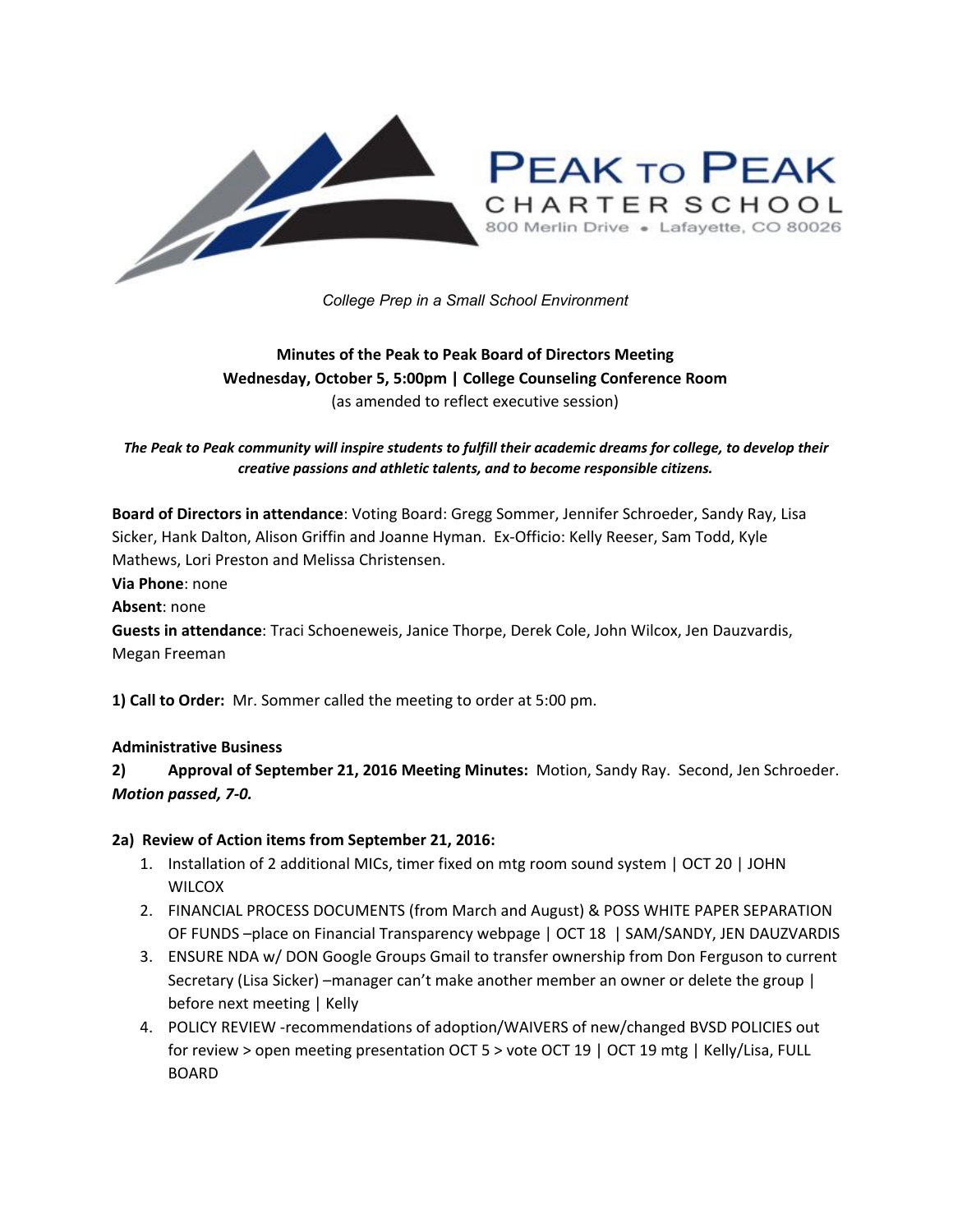PEAK TO PEAK
CHARTER SCHOOL
800 Merlin Drive • Lafayette, CO 80026

*College Prep in a Small School Environment*

**Minutes of the Peak to Peak Board of Directors Meeting**
**Wednesday, October 5, 5:00pm | College Counseling Conference Room**
(as amended to reflect executive session)

***The Peak to Peak community will inspire students to fulfill their academic dreams for college, to develop their creative passions and athletic talents, and to become responsible citizens.***

**Board of Directors in attendance**: Voting Board: Gregg Sommer, Jennifer Schroeder, Sandy Ray, Lisa Sicker, Hank Dalton, Alison Griffin and Joanne Hyman. Ex-Officio: Kelly Reeser, Sam Todd, Kyle Mathews, Lori Preston and Melissa Christensen.

**Via Phone**: none

**Absent**: none

**Guests in attendance**: Traci Schoeneweis, Janice Thorpe, Derek Cole, John Wilcox, Jen Dauzvardis, Megan Freeman

**1) Call to Order:** Mr. Sommer called the meeting to order at 5:00 pm.

**Administrative Business**

**2) Approval of September 21, 2016 Meeting Minutes:** Motion, Sandy Ray. Second, Jen Schroeder. ***Motion passed, 7-0.***

**2a) Review of Action items from September 21, 2016:**

1. Installation of 2 additional MICs, timer fixed on mtg room sound system | OCT 20 | JOHN WILCOX
2. FINANCIAL PROCESS DOCUMENTS (from March and August) & POSS WHITE PAPER SEPARATION OF FUNDS –place on Financial Transparency webpage | OCT 18 | SAM/SANDY, JEN DAUZVARDIS
3. ENSURE NDA w/ DON Google Groups Gmail to transfer ownership from Don Ferguson to current Secretary (Lisa Sicker) –manager can't make another member an owner or delete the group | before next meeting | Kelly
4. POLICY REVIEW -recommendations of adoption/WAIVERS of new/changed BVSD POLICIES out for review > open meeting presentation OCT 5 > vote OCT 19 | OCT 19 mtg | Kelly/Lisa, FULL BOARD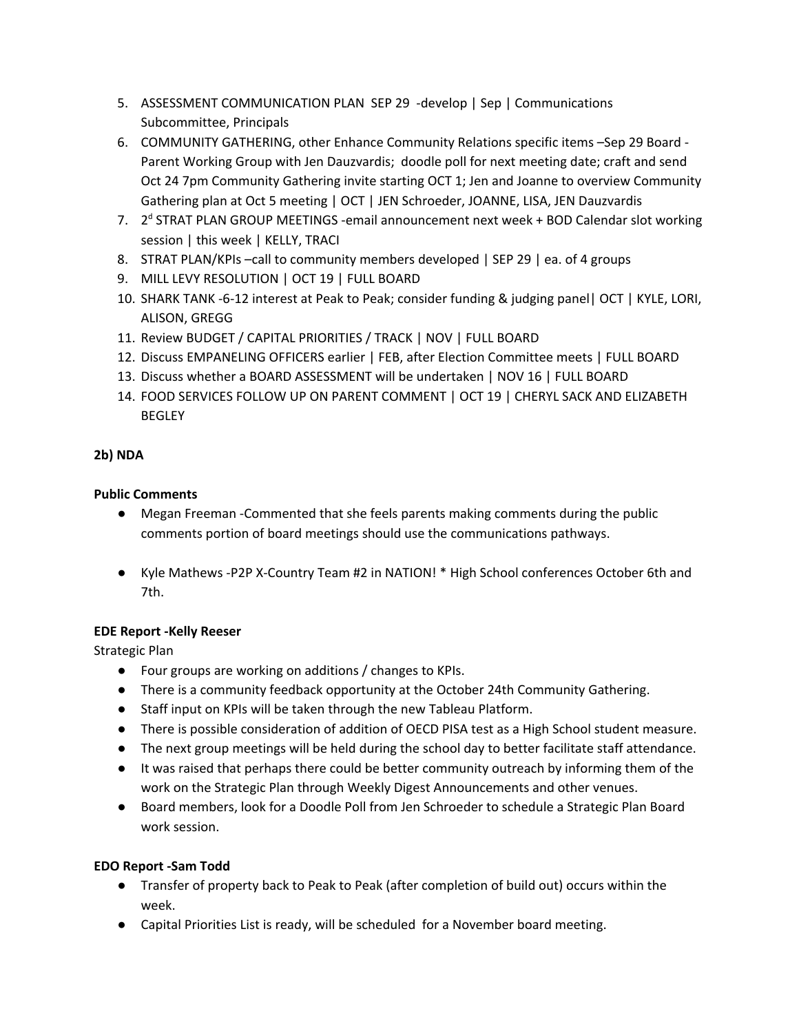5. ASSESSMENT COMMUNICATION PLAN SEP 29 -develop | Sep | Communications Subcommittee, Principals
6. COMMUNITY GATHERING, other Enhance Community Relations specific items –Sep 29 Board - Parent Working Group with Jen Dauzvardis; doodle poll for next meeting date; craft and send Oct 24 7pm Community Gathering invite starting OCT 1; Jen and Joanne to overview Community Gathering plan at Oct 5 meeting | OCT | JEN Schroeder, JOANNE, LISA, JEN Dauzvardis
7. 2[d] STRAT PLAN GROUP MEETINGS -email announcement next week + BOD Calendar slot working session | this week | KELLY, TRACI
8. STRAT PLAN/KPIs –call to community members developed | SEP 29 | ea. of 4 groups
9. MILL LEVY RESOLUTION | OCT 19 | FULL BOARD
10. SHARK TANK -6-12 interest at Peak to Peak; consider funding & judging panel| OCT | KYLE, LORI, ALISON, GREGG
11. Review BUDGET / CAPITAL PRIORITIES / TRACK | NOV | FULL BOARD
12. Discuss EMPANELING OFFICERS earlier | FEB, after Election Committee meets | FULL BOARD
13. Discuss whether a BOARD ASSESSMENT will be undertaken | NOV 16 | FULL BOARD
14. FOOD SERVICES FOLLOW UP ON PARENT COMMENT | OCT 19 | CHERYL SACK AND ELIZABETH BEGLEY

**2b) NDA**

**Public Comments**

- Megan Freeman -Commented that she feels parents making comments during the public comments portion of board meetings should use the communications pathways.

- Kyle Mathews -P2P X-Country Team #2 in NATION! * High School conferences October 6th and 7th.

**EDE Report -Kelly Reeser**

Strategic Plan

- Four groups are working on additions / changes to KPIs.
- There is a community feedback opportunity at the October 24th Community Gathering.
- Staff input on KPIs will be taken through the new Tableau Platform.
- There is possible consideration of addition of OECD PISA test as a High School student measure.
- The next group meetings will be held during the school day to better facilitate staff attendance.
- It was raised that perhaps there could be better community outreach by informing them of the work on the Strategic Plan through Weekly Digest Announcements and other venues.
- Board members, look for a Doodle Poll from Jen Schroeder to schedule a Strategic Plan Board work session.

**EDO Report -Sam Todd**

- Transfer of property back to Peak to Peak (after completion of build out) occurs within the week.
- Capital Priorities List is ready, will be scheduled for a November board meeting.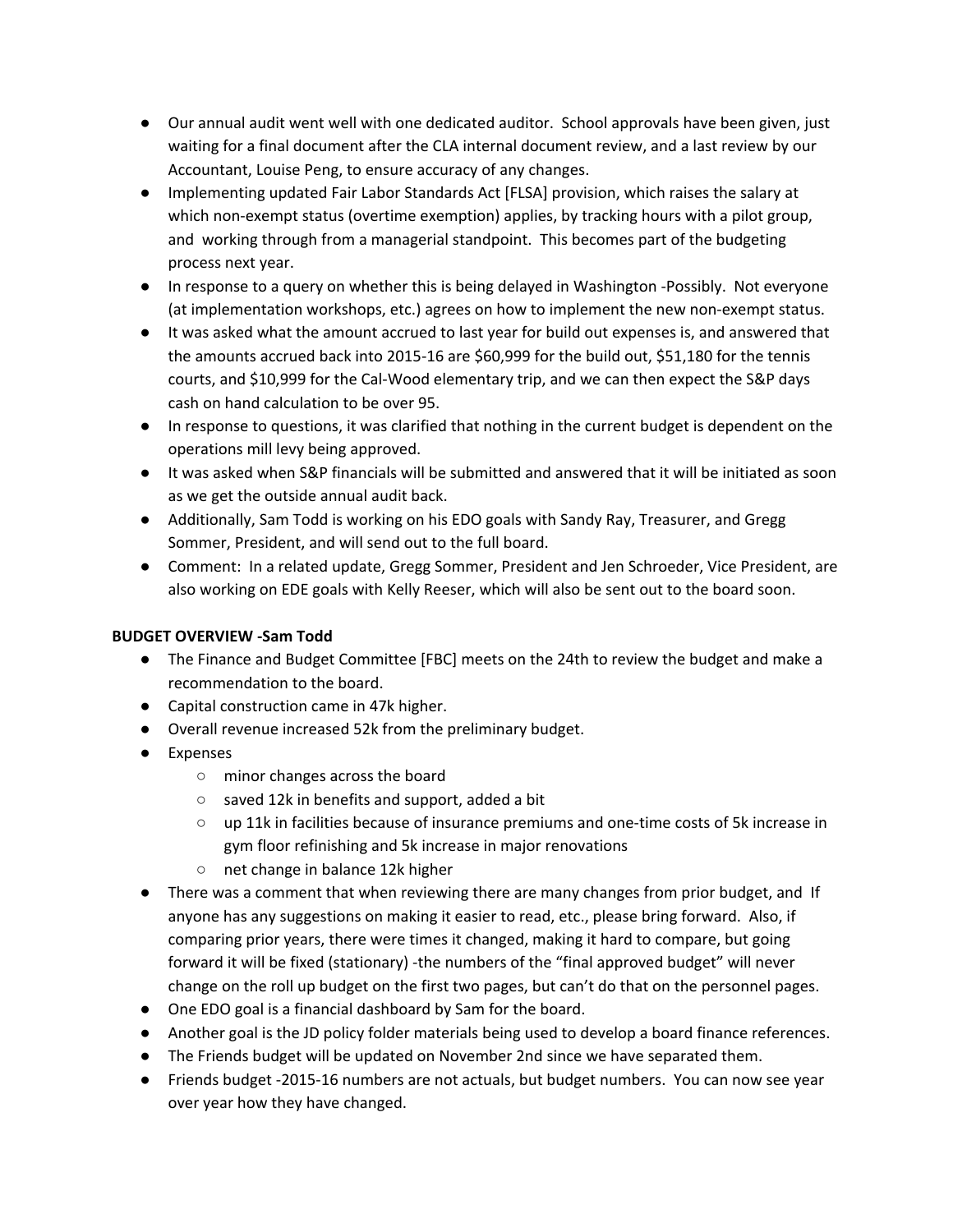- Our annual audit went well with one dedicated auditor. School approvals have been given, just waiting for a final document after the CLA internal document review, and a last review by our Accountant, Louise Peng, to ensure accuracy of any changes.
- Implementing updated Fair Labor Standards Act [FLSA] provision, which raises the salary at which non-exempt status (overtime exemption) applies, by tracking hours with a pilot group, and working through from a managerial standpoint. This becomes part of the budgeting process next year.
- In response to a query on whether this is being delayed in Washington -Possibly. Not everyone (at implementation workshops, etc.) agrees on how to implement the new non-exempt status.
- It was asked what the amount accrued to last year for build out expenses is, and answered that the amounts accrued back into 2015-16 are $60,999 for the build out, $51,180 for the tennis courts, and $10,999 for the Cal-Wood elementary trip, and we can then expect the S&P days cash on hand calculation to be over 95.
- In response to questions, it was clarified that nothing in the current budget is dependent on the operations mill levy being approved.
- It was asked when S&P financials will be submitted and answered that it will be initiated as soon as we get the outside annual audit back.
- Additionally, Sam Todd is working on his EDO goals with Sandy Ray, Treasurer, and Gregg Sommer, President, and will send out to the full board.
- Comment: In a related update, Gregg Sommer, President and Jen Schroeder, Vice President, are also working on EDE goals with Kelly Reeser, which will also be sent out to the board soon.

**BUDGET OVERVIEW -Sam Todd**

- The Finance and Budget Committee [FBC] meets on the 24th to review the budget and make a recommendation to the board.
- Capital construction came in 47k higher.
- Overall revenue increased 52k from the preliminary budget.
- Expenses
  - minor changes across the board
  - saved 12k in benefits and support, added a bit
  - up 11k in facilities because of insurance premiums and one-time costs of 5k increase in gym floor refinishing and 5k increase in major renovations
  - net change in balance 12k higher
- There was a comment that when reviewing there are many changes from prior budget, and If anyone has any suggestions on making it easier to read, etc., please bring forward. Also, if comparing prior years, there were times it changed, making it hard to compare, but going forward it will be fixed (stationary) -the numbers of the "final approved budget" will never change on the roll up budget on the first two pages, but can't do that on the personnel pages.
- One EDO goal is a financial dashboard by Sam for the board.
- Another goal is the JD policy folder materials being used to develop a board finance references.
- The Friends budget will be updated on November 2nd since we have separated them.
- Friends budget -2015-16 numbers are not actuals, but budget numbers. You can now see year over year how they have changed.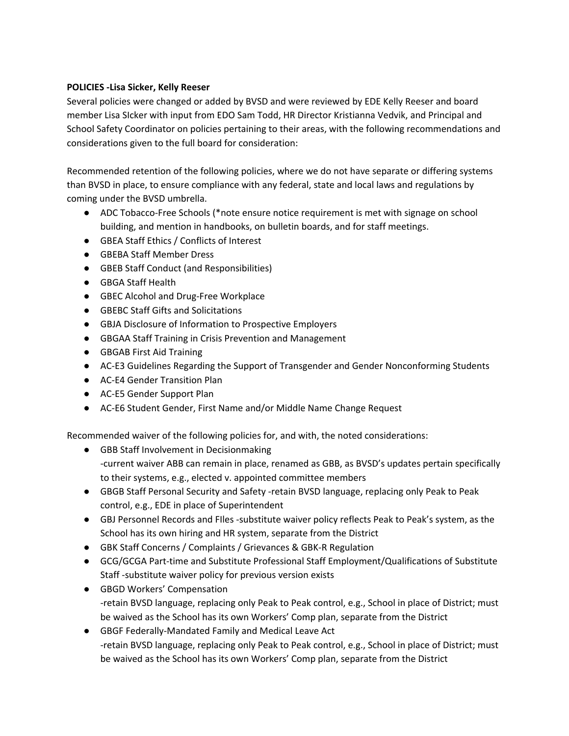**POLICIES -Lisa Sicker, Kelly Reeser**

Several policies were changed or added by BVSD and were reviewed by EDE Kelly Reeser and board member Lisa SIcker with input from EDO Sam Todd, HR Director Kristianna Vedvik, and Principal and School Safety Coordinator on policies pertaining to their areas, with the following recommendations and considerations given to the full board for consideration:

Recommended retention of the following policies, where we do not have separate or differing systems than BVSD in place, to ensure compliance with any federal, state and local laws and regulations by coming under the BVSD umbrella.

- ADC Tobacco-Free Schools (*note ensure notice requirement is met with signage on school building, and mention in handbooks, on bulletin boards, and for staff meetings.
- GBEA Staff Ethics / Conflicts of Interest
- GBEBA Staff Member Dress
- GBEB Staff Conduct (and Responsibilities)
- GBGA Staff Health
- GBEC Alcohol and Drug-Free Workplace
- GBEBC Staff Gifts and Solicitations
- GBJA Disclosure of Information to Prospective Employers
- GBGAA Staff Training in Crisis Prevention and Management
- GBGAB First Aid Training
- AC-E3 Guidelines Regarding the Support of Transgender and Gender Nonconforming Students
- AC-E4 Gender Transition Plan
- AC-E5 Gender Support Plan
- AC-E6 Student Gender, First Name and/or Middle Name Change Request

Recommended waiver of the following policies for, and with, the noted considerations:

- GBB Staff Involvement in Decisionmaking
  -current waiver ABB can remain in place, renamed as GBB, as BVSD's updates pertain specifically to their systems, e.g., elected v. appointed committee members
- GBGB Staff Personal Security and Safety -retain BVSD language, replacing only Peak to Peak control, e.g., EDE in place of Superintendent
- GBJ Personnel Records and FIles -substitute waiver policy reflects Peak to Peak's system, as the School has its own hiring and HR system, separate from the District
- GBK Staff Concerns / Complaints / Grievances & GBK-R Regulation
- GCG/GCGA Part-time and Substitute Professional Staff Employment/Qualifications of Substitute Staff -substitute waiver policy for previous version exists
- GBGD Workers' Compensation
  -retain BVSD language, replacing only Peak to Peak control, e.g., School in place of District; must be waived as the School has its own Workers' Comp plan, separate from the District
- GBGF Federally-Mandated Family and Medical Leave Act
  -retain BVSD language, replacing only Peak to Peak control, e.g., School in place of District; must be waived as the School has its own Workers' Comp plan, separate from the District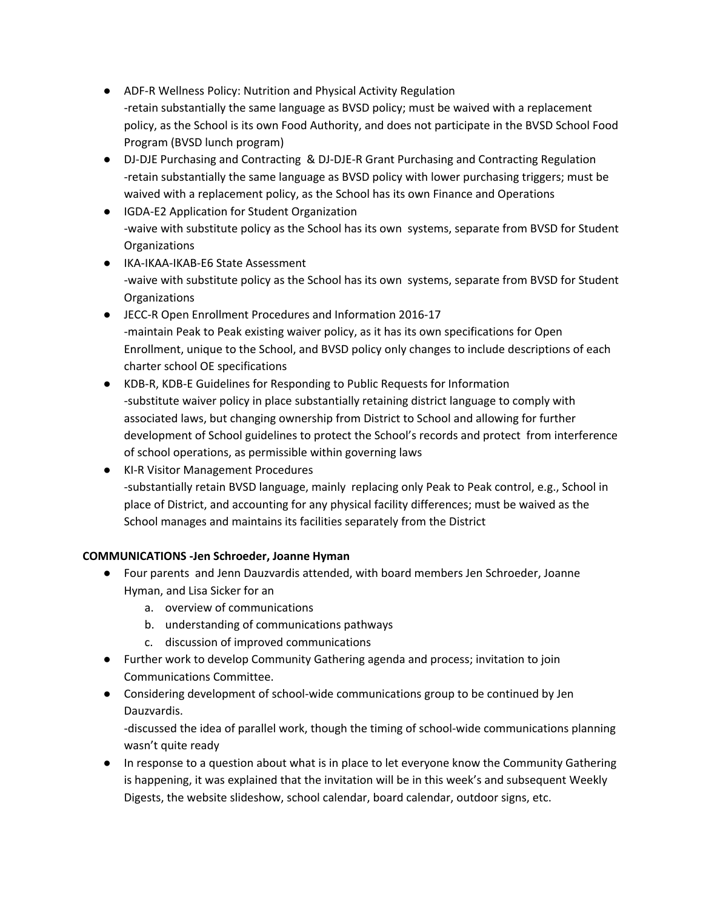- ADF-R Wellness Policy: Nutrition and Physical Activity Regulation
  -retain substantially the same language as BVSD policy; must be waived with a replacement policy, as the School is its own Food Authority, and does not participate in the BVSD School Food Program (BVSD lunch program)
- DJ-DJE Purchasing and Contracting & DJ-DJE-R Grant Purchasing and Contracting Regulation
  -retain substantially the same language as BVSD policy with lower purchasing triggers; must be waived with a replacement policy, as the School has its own Finance and Operations
- IGDA-E2 Application for Student Organization
  -waive with substitute policy as the School has its own systems, separate from BVSD for Student Organizations
- IKA-IKAA-IKAB-E6 State Assessment
  -waive with substitute policy as the School has its own systems, separate from BVSD for Student Organizations
- JECC-R Open Enrollment Procedures and Information 2016-17
  -maintain Peak to Peak existing waiver policy, as it has its own specifications for Open Enrollment, unique to the School, and BVSD policy only changes to include descriptions of each charter school OE specifications
- KDB-R, KDB-E Guidelines for Responding to Public Requests for Information
  -substitute waiver policy in place substantially retaining district language to comply with associated laws, but changing ownership from District to School and allowing for further development of School guidelines to protect the School's records and protect from interference of school operations, as permissible within governing laws
- KI-R Visitor Management Procedures
  -substantially retain BVSD language, mainly replacing only Peak to Peak control, e.g., School in place of District, and accounting for any physical facility differences; must be waived as the School manages and maintains its facilities separately from the District

**COMMUNICATIONS -Jen Schroeder, Joanne Hyman**

- Four parents and Jenn Dauzvardis attended, with board members Jen Schroeder, Joanne Hyman, and Lisa Sicker for an
  a. overview of communications
  b. understanding of communications pathways
  c. discussion of improved communications
- Further work to develop Community Gathering agenda and process; invitation to join Communications Committee.
- Considering development of school-wide communications group to be continued by Jen Dauzvardis.
  -discussed the idea of parallel work, though the timing of school-wide communications planning wasn't quite ready
- In response to a question about what is in place to let everyone know the Community Gathering is happening, it was explained that the invitation will be in this week's and subsequent Weekly Digests, the website slideshow, school calendar, board calendar, outdoor signs, etc.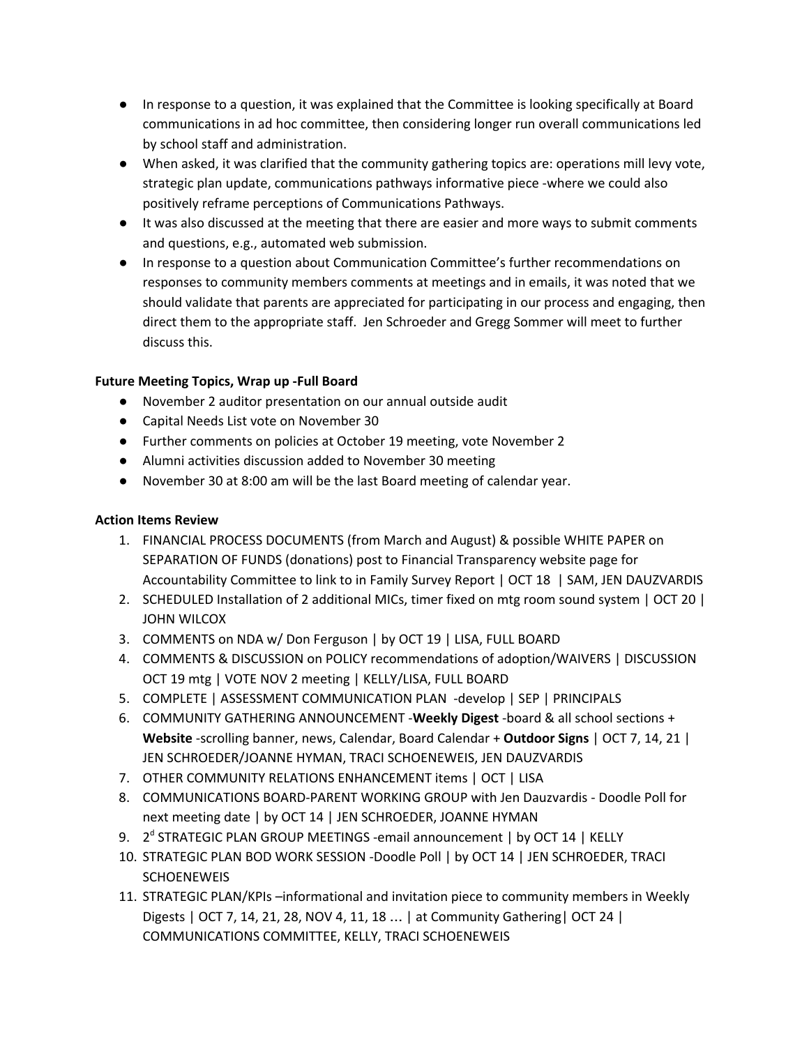- In response to a question, it was explained that the Committee is looking specifically at Board communications in ad hoc committee, then considering longer run overall communications led by school staff and administration.
- When asked, it was clarified that the community gathering topics are: operations mill levy vote, strategic plan update, communications pathways informative piece -where we could also positively reframe perceptions of Communications Pathways.
- It was also discussed at the meeting that there are easier and more ways to submit comments and questions, e.g., automated web submission.
- In response to a question about Communication Committee's further recommendations on responses to community members comments at meetings and in emails, it was noted that we should validate that parents are appreciated for participating in our process and engaging, then direct them to the appropriate staff. Jen Schroeder and Gregg Sommer will meet to further discuss this.

**Future Meeting Topics, Wrap up -Full Board**

- November 2 auditor presentation on our annual outside audit
- Capital Needs List vote on November 30
- Further comments on policies at October 19 meeting, vote November 2
- Alumni activities discussion added to November 30 meeting
- November 30 at 8:00 am will be the last Board meeting of calendar year.

**Action Items Review**

1. FINANCIAL PROCESS DOCUMENTS (from March and August) & possible WHITE PAPER on SEPARATION OF FUNDS (donations) post to Financial Transparency website page for Accountability Committee to link to in Family Survey Report | OCT 18 | SAM, JEN DAUZVARDIS
2. SCHEDULED Installation of 2 additional MICs, timer fixed on mtg room sound system | OCT 20 | JOHN WILCOX
3. COMMENTS on NDA w/ Don Ferguson | by OCT 19 | LISA, FULL BOARD
4. COMMENTS & DISCUSSION on POLICY recommendations of adoption/WAIVERS | DISCUSSION OCT 19 mtg | VOTE NOV 2 meeting | KELLY/LISA, FULL BOARD
5. COMPLETE | ASSESSMENT COMMUNICATION PLAN -develop | SEP | PRINCIPALS
6. COMMUNITY GATHERING ANNOUNCEMENT -**Weekly Digest** -board & all school sections + **Website** -scrolling banner, news, Calendar, Board Calendar + **Outdoor Signs** | OCT 7, 14, 21 | JEN SCHROEDER/JOANNE HYMAN, TRACI SCHOENEWEIS, JEN DAUZVARDIS
7. OTHER COMMUNITY RELATIONS ENHANCEMENT items | OCT | LISA
8. COMMUNICATIONS BOARD-PARENT WORKING GROUP with Jen Dauzvardis - Doodle Poll for next meeting date | by OCT 14 | JEN SCHROEDER, JOANNE HYMAN
9. 2[d] STRATEGIC PLAN GROUP MEETINGS -email announcement | by OCT 14 | KELLY
10. STRATEGIC PLAN BOD WORK SESSION -Doodle Poll | by OCT 14 | JEN SCHROEDER, TRACI SCHOENEWEIS
11. STRATEGIC PLAN/KPIs –informational and invitation piece to community members in Weekly Digests | OCT 7, 14, 21, 28, NOV 4, 11, 18 … | at Community Gathering| OCT 24 | COMMUNICATIONS COMMITTEE, KELLY, TRACI SCHOENEWEIS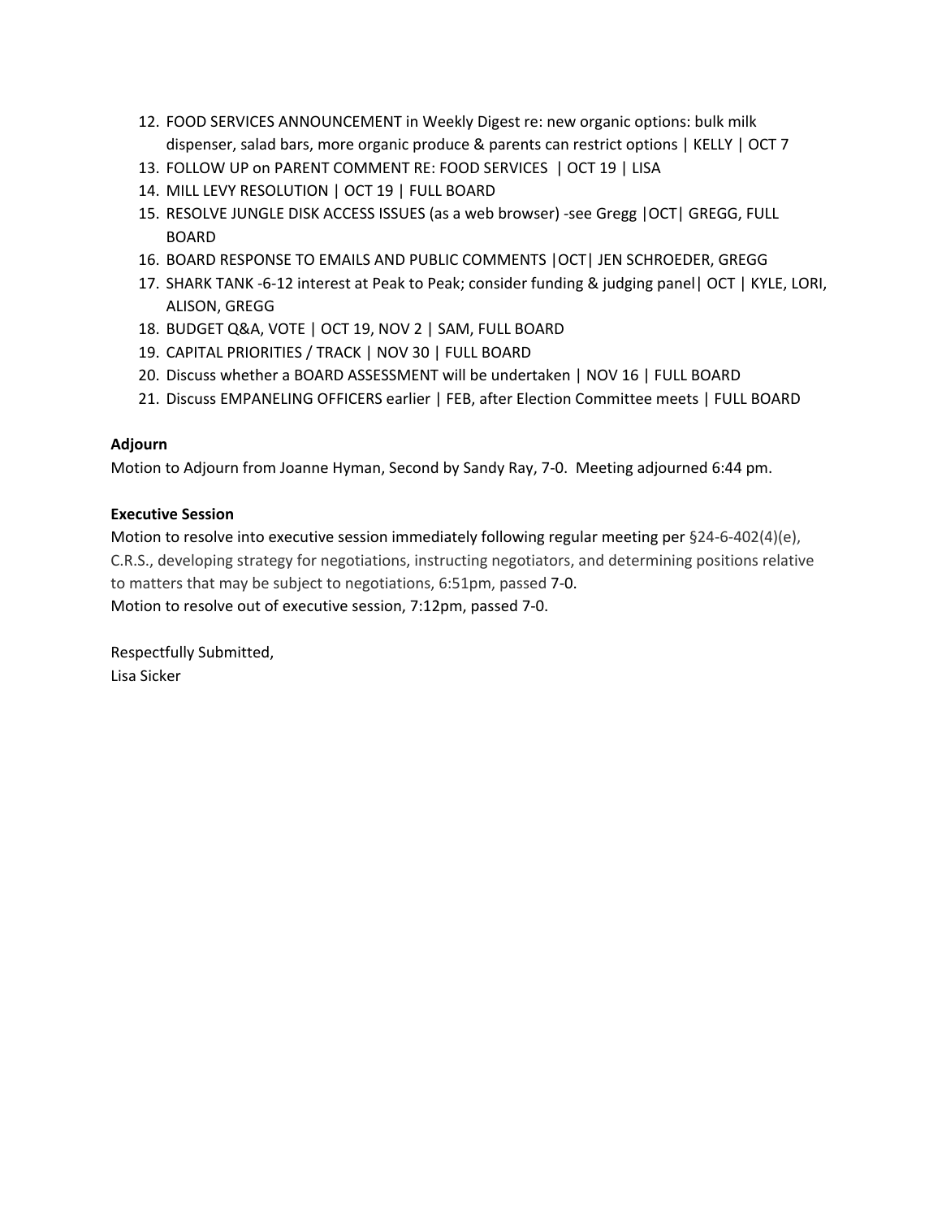12. FOOD SERVICES ANNOUNCEMENT in Weekly Digest re: new organic options: bulk milk dispenser, salad bars, more organic produce & parents can restrict options | KELLY | OCT 7
13. FOLLOW UP on PARENT COMMENT RE: FOOD SERVICES | OCT 19 | LISA
14. MILL LEVY RESOLUTION | OCT 19 | FULL BOARD
15. RESOLVE JUNGLE DISK ACCESS ISSUES (as a web browser) -see Gregg |OCT| GREGG, FULL BOARD
16. BOARD RESPONSE TO EMAILS AND PUBLIC COMMENTS |OCT| JEN SCHROEDER, GREGG
17. SHARK TANK -6-12 interest at Peak to Peak; consider funding & judging panel| OCT | KYLE, LORI, ALISON, GREGG
18. BUDGET Q&A, VOTE | OCT 19, NOV 2 | SAM, FULL BOARD
19. CAPITAL PRIORITIES / TRACK | NOV 30 | FULL BOARD
20. Discuss whether a BOARD ASSESSMENT will be undertaken | NOV 16 | FULL BOARD
21. Discuss EMPANELING OFFICERS earlier | FEB, after Election Committee meets | FULL BOARD

**Adjourn**

Motion to Adjourn from Joanne Hyman, Second by Sandy Ray, 7-0. Meeting adjourned 6:44 pm.

**Executive Session**

Motion to resolve into executive session immediately following regular meeting per §24-6-402(4)(e), C.R.S., developing strategy for negotiations, instructing negotiators, and determining positions relative to matters that may be subject to negotiations, 6:51pm, passed 7-0.
Motion to resolve out of executive session, 7:12pm, passed 7-0.

Respectfully Submitted,
Lisa Sicker